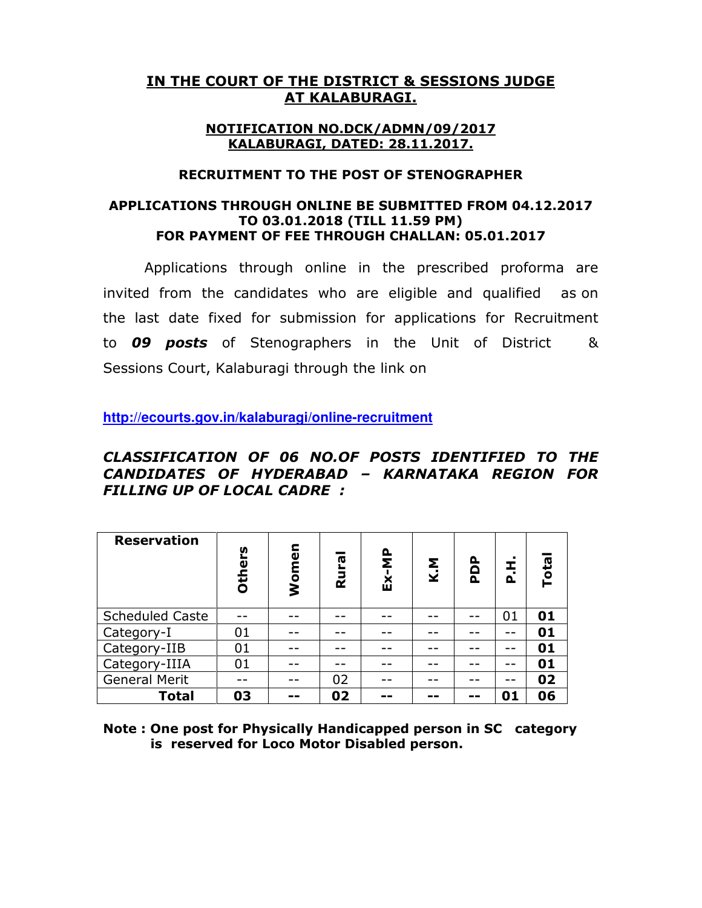# IN THE COURT OF THE DISTRICT & SESSIONS JUDGE AT KALABURAGI.

## NOTIFICATION NO.DCK/ADMN/09/2017
## KALABURAGI, DATED: 28.11.2017.

### RECRUITMENT TO THE POST OF STENOGRAPHER

**APPLICATIONS THROUGH ONLINE BE SUBMITTED FROM 04.12.2017 TO 03.01.2018 (TILL 11.59 PM)**
**FOR PAYMENT OF FEE THROUGH CHALLAN: 05.01.2017**

Applications through online in the prescribed proforma are invited from the candidates who are eligible and qualified as on the last date fixed for submission for applications for Recruitment to ***09 posts*** of Stenographers in the Unit of District & Sessions Court, Kalaburagi through the link on

**http://ecourts.gov.in/kalaburagi/online-recruitment**

***CLASSIFICATION OF 06 NO.OF POSTS IDENTIFIED TO THE CANDIDATES OF HYDERABAD – KARNATAKA REGION FOR FILLING UP OF LOCAL CADRE :***

| Reservation | Others | Women | Rural | Ex-MP | K.M | PDP | P.H. | Total |
|---|---|---|---|---|---|---|---|---|
| Scheduled Caste | -- | -- | -- | -- | -- | -- | 01 | **01** |
| Category-I | 01 | -- | -- | -- | -- | -- | -- | **01** |
| Category-IIB | 01 | -- | -- | -- | -- | -- | -- | **01** |
| Category-IIIA | 01 | -- | -- | -- | -- | -- | -- | **01** |
| General Merit | -- | -- | 02 | -- | -- | -- | -- | **02** |
| **Total** | **03** | **--** | **02** | **--** | **--** | **--** | **01** | **06** |

**Note : One post for Physically Handicapped person in SC category is reserved for Loco Motor Disabled person.**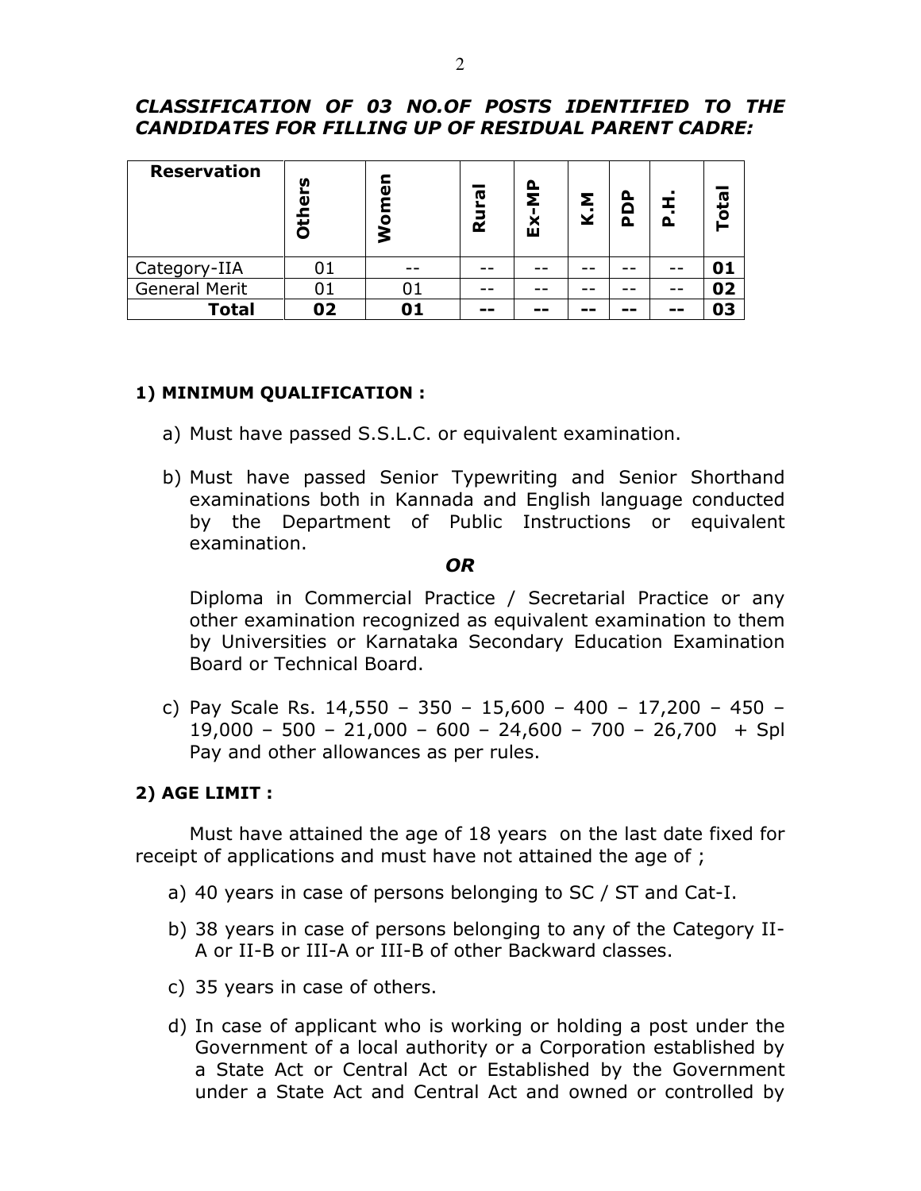***CLASSIFICATION OF 03 NO.OF POSTS IDENTIFIED TO THE CANDIDATES FOR FILLING UP OF RESIDUAL PARENT CADRE:***

| Reservation | Others | Women | Rural | Ex-MP | K.M | PDP | P.H. | Total |
|---|---|---|---|---|---|---|---|---|
| Category-IIA | 01 | -- | -- | -- | -- | -- | -- | **01** |
| General Merit | 01 | 01 | -- | -- | -- | -- | -- | **02** |
| **Total** | **02** | **01** | **--** | **--** | **--** | **--** | **--** | **03** |

**1) MINIMUM QUALIFICATION :**

a) Must have passed S.S.L.C. or equivalent examination.

b) Must have passed Senior Typewriting and Senior Shorthand examinations both in Kannada and English language conducted by the Department of Public Instructions or equivalent examination.

***OR***

Diploma in Commercial Practice / Secretarial Practice or any other examination recognized as equivalent examination to them by Universities or Karnataka Secondary Education Examination Board or Technical Board.

c) Pay Scale Rs. 14,550 – 350 – 15,600 – 400 – 17,200 – 450 – 19,000 – 500 – 21,000 – 600 – 24,600 – 700 – 26,700 + Spl Pay and other allowances as per rules.

**2) AGE LIMIT :**

Must have attained the age of 18 years on the last date fixed for receipt of applications and must have not attained the age of ;

a) 40 years in case of persons belonging to SC / ST and Cat-I.

b) 38 years in case of persons belonging to any of the Category II-A or II-B or III-A or III-B of other Backward classes.

c) 35 years in case of others.

d) In case of applicant who is working or holding a post under the Government of a local authority or a Corporation established by a State Act or Central Act or Established by the Government under a State Act and Central Act and owned or controlled by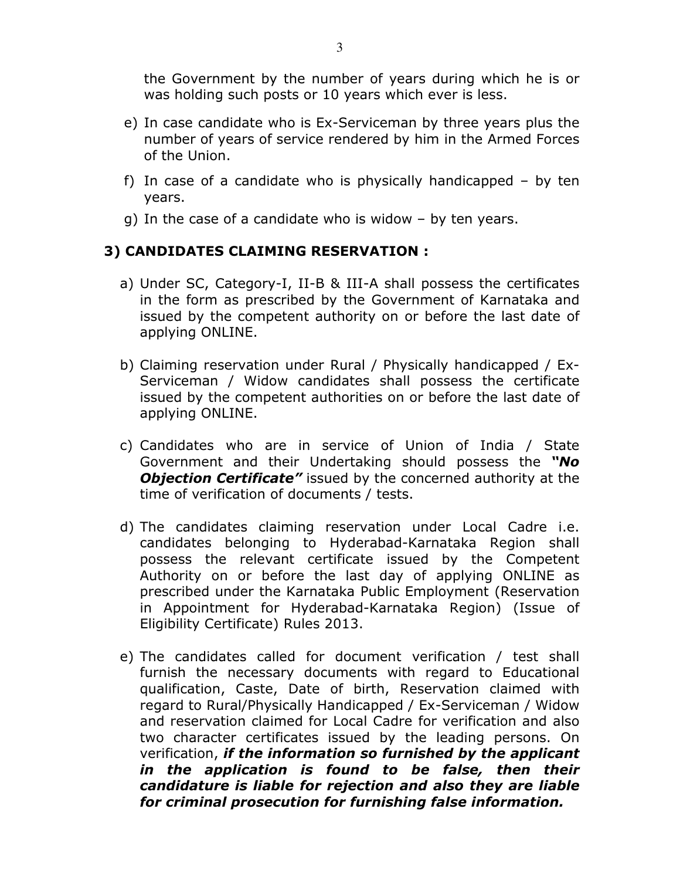the Government by the number of years during which he is or was holding such posts or 10 years which ever is less.

e) In case candidate who is Ex-Serviceman by three years plus the number of years of service rendered by him in the Armed Forces of the Union.

f) In case of a candidate who is physically handicapped – by ten years.

g) In the case of a candidate who is widow – by ten years.

### 3) CANDIDATES CLAIMING RESERVATION :

a) Under SC, Category-I, II-B & III-A shall possess the certificates in the form as prescribed by the Government of Karnataka and issued by the competent authority on or before the last date of applying ONLINE.

b) Claiming reservation under Rural / Physically handicapped / Ex-Serviceman / Widow candidates shall possess the certificate issued by the competent authorities on or before the last date of applying ONLINE.

c) Candidates who are in service of Union of India / State Government and their Undertaking should possess the ***"No Objection Certificate"*** issued by the concerned authority at the time of verification of documents / tests.

d) The candidates claiming reservation under Local Cadre i.e. candidates belonging to Hyderabad-Karnataka Region shall possess the relevant certificate issued by the Competent Authority on or before the last day of applying ONLINE as prescribed under the Karnataka Public Employment (Reservation in Appointment for Hyderabad-Karnataka Region) (Issue of Eligibility Certificate) Rules 2013.

e) The candidates called for document verification / test shall furnish the necessary documents with regard to Educational qualification, Caste, Date of birth, Reservation claimed with regard to Rural/Physically Handicapped / Ex-Serviceman / Widow and reservation claimed for Local Cadre for verification and also two character certificates issued by the leading persons. On verification, ***if the information so furnished by the applicant in the application is found to be false, then their candidature is liable for rejection and also they are liable for criminal prosecution for furnishing false information.***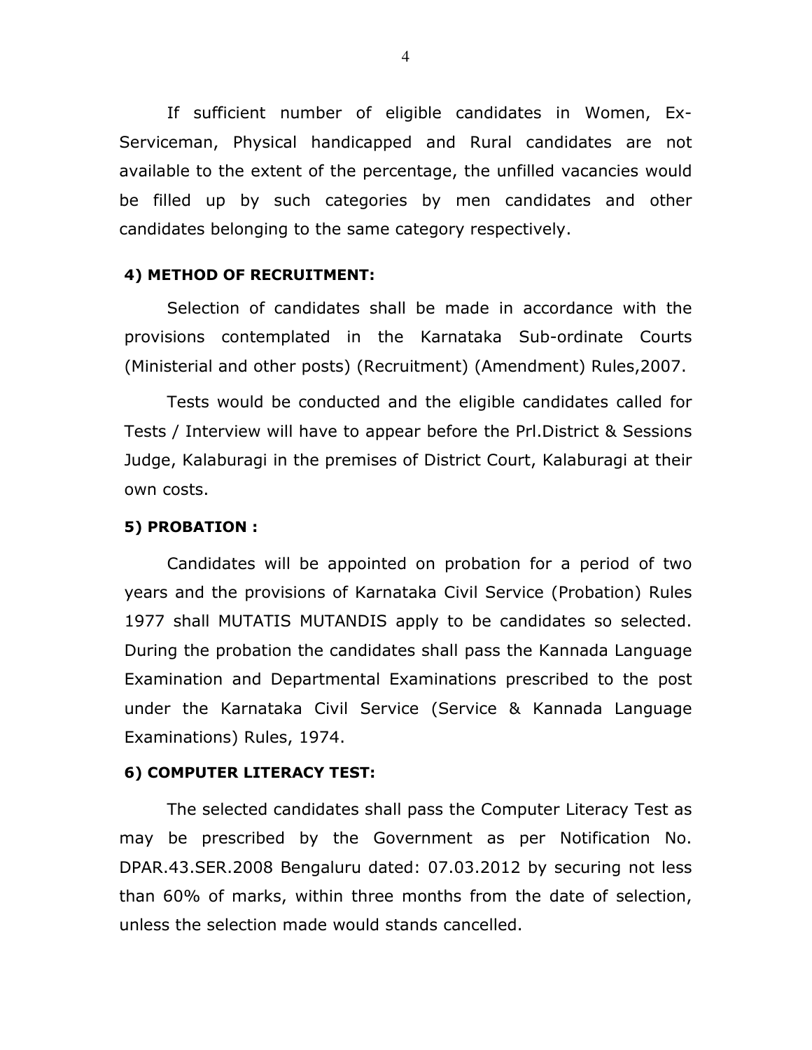If sufficient number of eligible candidates in Women, Ex-Serviceman, Physical handicapped and Rural candidates are not available to the extent of the percentage, the unfilled vacancies would be filled up by such categories by men candidates and other candidates belonging to the same category respectively.

**4) METHOD OF RECRUITMENT:**

Selection of candidates shall be made in accordance with the provisions contemplated in the Karnataka Sub-ordinate Courts (Ministerial and other posts) (Recruitment) (Amendment) Rules,2007.

Tests would be conducted and the eligible candidates called for Tests / Interview will have to appear before the Prl.District & Sessions Judge, Kalaburagi in the premises of District Court, Kalaburagi at their own costs.

**5) PROBATION :**

Candidates will be appointed on probation for a period of two years and the provisions of Karnataka Civil Service (Probation) Rules 1977 shall MUTATIS MUTANDIS apply to be candidates so selected. During the probation the candidates shall pass the Kannada Language Examination and Departmental Examinations prescribed to the post under the Karnataka Civil Service (Service & Kannada Language Examinations) Rules, 1974.

**6) COMPUTER LITERACY TEST:**

The selected candidates shall pass the Computer Literacy Test as may be prescribed by the Government as per Notification No. DPAR.43.SER.2008 Bengaluru dated: 07.03.2012 by securing not less than 60% of marks, within three months from the date of selection, unless the selection made would stands cancelled.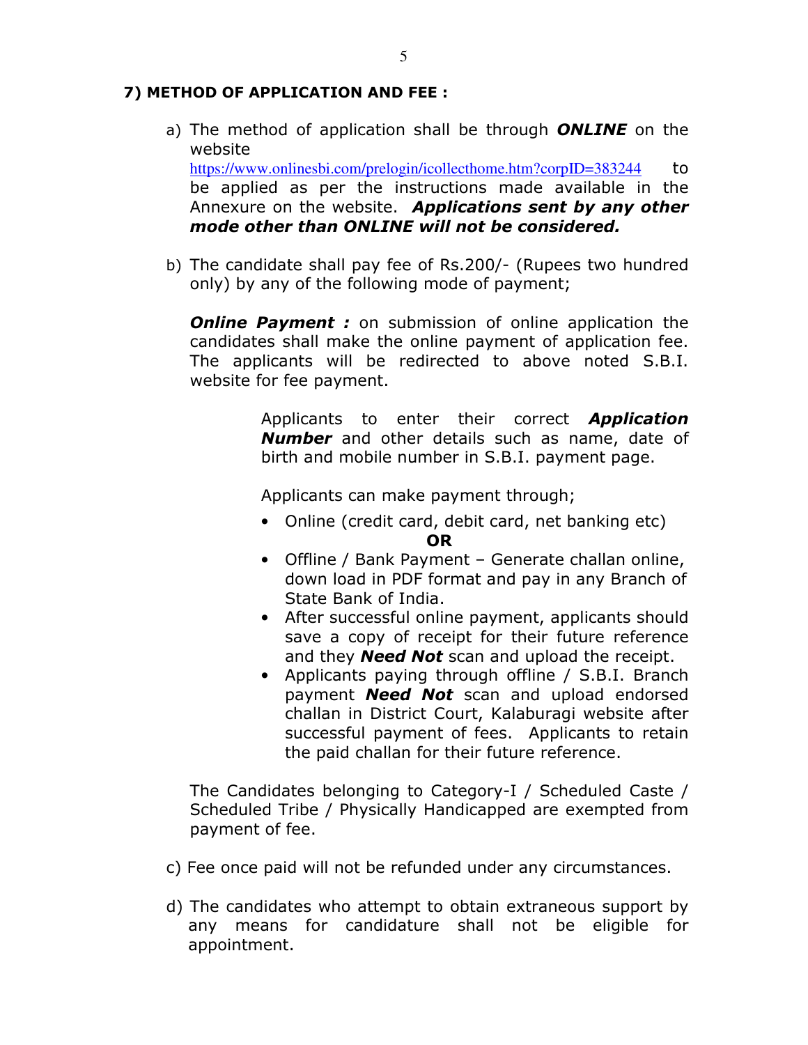**7) METHOD OF APPLICATION AND FEE :**

a) The method of application shall be through ***ONLINE*** on the website https://www.onlinesbi.com/prelogin/icollecthome.htm?corpID=383244 to be applied as per the instructions made available in the Annexure on the website. ***Applications sent by any other mode other than ONLINE will not be considered.***

b) The candidate shall pay fee of Rs.200/- (Rupees two hundred only) by any of the following mode of payment;

***Online Payment :*** on submission of online application the candidates shall make the online payment of application fee. The applicants will be redirected to above noted S.B.I. website for fee payment.

Applicants to enter their correct ***Application Number*** and other details such as name, date of birth and mobile number in S.B.I. payment page.

Applicants can make payment through;

- Online (credit card, debit card, net banking etc)

**OR**

- Offline / Bank Payment – Generate challan online, down load in PDF format and pay in any Branch of State Bank of India.
- After successful online payment, applicants should save a copy of receipt for their future reference and they ***Need Not*** scan and upload the receipt.
- Applicants paying through offline / S.B.I. Branch payment ***Need Not*** scan and upload endorsed challan in District Court, Kalaburagi website after successful payment of fees. Applicants to retain the paid challan for their future reference.

The Candidates belonging to Category-I / Scheduled Caste / Scheduled Tribe / Physically Handicapped are exempted from payment of fee.

c) Fee once paid will not be refunded under any circumstances.

d) The candidates who attempt to obtain extraneous support by any means for candidature shall not be eligible for appointment.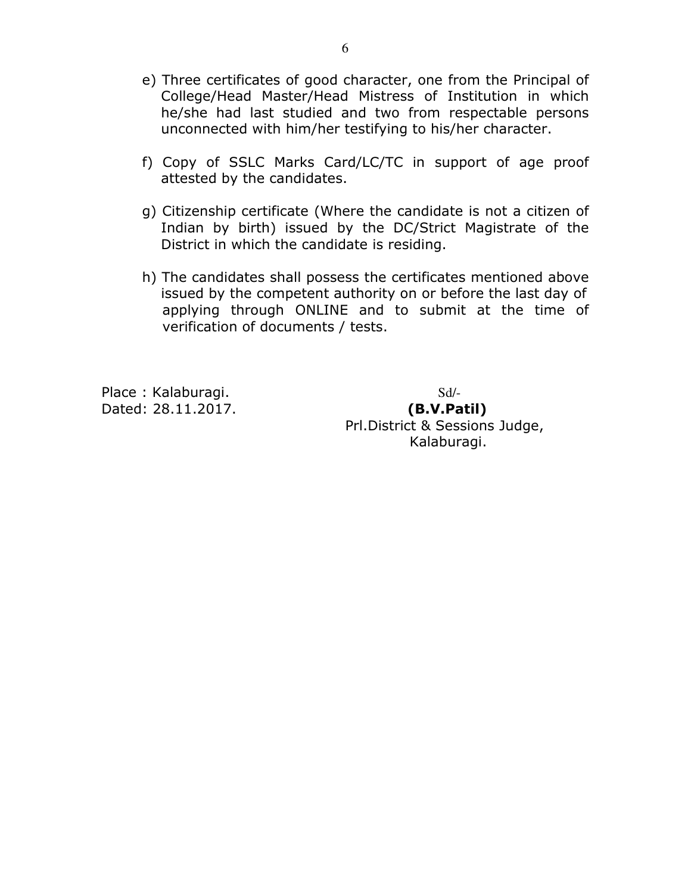e) Three certificates of good character, one from the Principal of College/Head Master/Head Mistress of Institution in which he/she had last studied and two from respectable persons unconnected with him/her testifying to his/her character.

f) Copy of SSLC Marks Card/LC/TC in support of age proof attested by the candidates.

g) Citizenship certificate (Where the candidate is not a citizen of Indian by birth) issued by the DC/Strict Magistrate of the District in which the candidate is residing.

h) The candidates shall possess the certificates mentioned above issued by the competent authority on or before the last day of applying through ONLINE and to submit at the time of verification of documents / tests.

Place : Kalaburagi.
Dated: 28.11.2017.

Sd/-
**(B.V.Patil)**
Prl.District & Sessions Judge,
Kalaburagi.